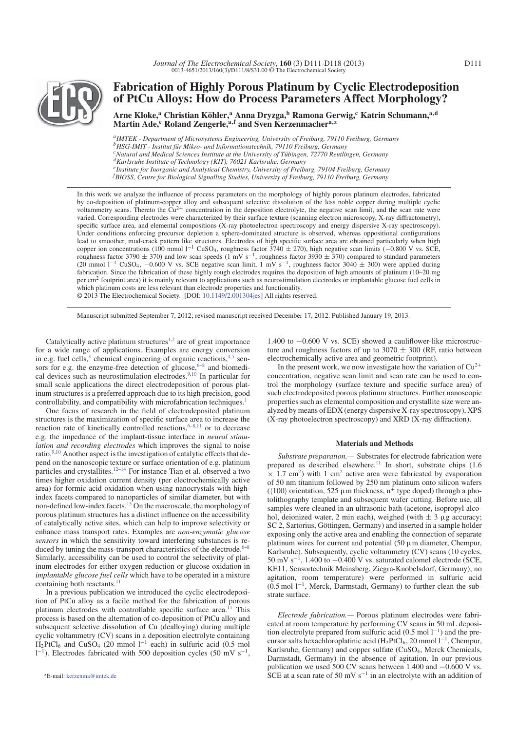# Fabrication of Highly Porous Platinum by Cyclic Electrodeposition of PtCu Alloys: How do Process Parameters Affect Morphology?

**Arne Kloke,[a] Christian Köhler,[a] Anna Dryzga,[b] Ramona Gerwig,[c] Katrin Schumann,[a,d] Martin Ade,[e] Roland Zengerle,[a,f] and Sven Kerzenmacher[a,z]**

[a]*IMTEK - Department of Microsystems Engineering, University of Freiburg, 79110 Freiburg, Germany*
[b]*HSG-IMIT - Institut für Mikro- und Informationstechnik, 79110 Freiburg, Germany*
[c]*Natural and Medical Sciences Institute at the University of Tübingen, 72770 Reutlingen, Germany*
[d]*Karlsruhe Institute of Technology (KIT), 76021 Karlsruhe, Germany*
[e]*Institute for Inorganic and Analytical Chemistry, University of Freiburg, 79104 Freiburg, Germany*
[f]*BIOSS, Centre for Biological Signalling Studies, University of Freiburg, 79110 Freiburg, Germany*

In this work we analyze the influence of process parameters on the morphology of highly porous platinum electrodes, fabricated by co-deposition of platinum-copper alloy and subsequent selective dissolution of the less noble copper during multiple cyclic voltammetry scans. Thereto the $Cu^{2+}$ concentration in the deposition electrolyte, the negative scan limit, and the scan rate were varied. Corresponding electrodes were characterized by their surface texture (scanning electron microscopy, X-ray diffractometry), specific surface area, and elemental compositions (X-ray photoelectron spectroscopy and energy dispersive X-ray spectroscopy). Under conditions enforcing precursor depletion a sphere-dominated structure is observed, whereas oppositional configurations lead to smoother, mud-crack pattern like structures. Electrodes of high specific surface area are obtained particularly when high copper ion concentrations (100 mmol $l^{-1}$ $CuSO_4$, roughness factor 3740 ± 270), high negative scan limits (−0.800 V vs. SCE, roughness factor 3790 ± 370) and low scan speeds (1 mV $s^{-1}$, roughness factor 3930 ± 370) compared to standard parameters (20 mmol $l^{-1}$ $CuSO_4$, −0.600 V vs. SCE negative scan limit, 1 mV $s^{-1}$, roughness factor 3040 ± 300) were applied during fabrication. Since the fabrication of these highly rough electrodes requires the deposition of high amounts of platinum (10–20 mg per $cm^2$ footprint area) it is mainly relevant to applications such as neurostimulation electrodes or implantable glucose fuel cells in which platinum costs are less relevant than electrode properties and functionality.
© 2013 The Electrochemical Society. [DOI: 10.1149/2.001304jes] All rights reserved.

Manuscript submitted September 7, 2012; revised manuscript received December 17, 2012. Published January 19, 2013.

Catalytically active platinum structures[1,2] are of great importance for a wide range of applications. Examples are energy conversion in e.g. fuel cells,[3] chemical engineering of organic reactions,[4,5] sensors for e.g. the enzyme-free detection of glucose,[6–8] and biomedical devices such as neurostimulation electrodes.[9,10] In particular for small scale applications the direct electrodeposition of porous platinum structures is a preferred approach due to its high precision, good controllability, and compatibility with microfabrication techniques.[1]

One focus of research in the field of electrodeposited platinum structures is the maximization of specific surface area to increase the reaction rate of kinetically controlled reactions,[6–8,11] or to decrease e.g. the impedance of the implant-tissue interface in *neural stimulation and recording electrodes* which improves the signal to noise ratio.[9,10] Another aspect is the investigation of catalytic effects that depend on the nanoscopic texture or surface orientation of e.g. platinum particles and crystallites.[12–14] For instance Tian et al. observed a two times higher oxidation current density (per electrochemically active area) for formic acid oxidation when using nanocrystals with high-index facets compared to nanoparticles of similar diameter, but with non-defined low-index facets.[15] On the macroscale, the morphology of porous platinum structures has a distinct influence on the accessibility of catalytically active sites, which can help to improve selectivity or enhance mass transport rates. Examples are *non-enzymatic glucose sensors* in which the sensitivity toward interfering substances is reduced by tuning the mass-transport characteristics of the electrode.[6–8] Similarly, accessibility can be used to control the selectivity of platinum electrodes for either oxygen reduction or glucose oxidation in *implantable glucose fuel cells* which have to be operated in a mixture containing both reactants.[11]

In a previous publication we introduced the cyclic electrodeposition of PtCu alloy as a facile method for the fabrication of porous platinum electrodes with controllable specific surface area.[11] This process is based on the alternation of co-deposition of PtCu alloy and subsequent selective dissolution of Cu (dealloying) during multiple cyclic voltammetry (CV) scans in a deposition electrolyte containing $H_2PtCl_6$ and $CuSO_4$ (20 mmol $l^{-1}$ each) in sulfuric acid (0.5 mol $l^{-1}$). Electrodes fabricated with 500 deposition cycles (50 mV $s^{-1}$, 1.400 to −0.600 V vs. SCE) showed a cauliflower-like microstructure and roughness factors of up to 3070 ± 300 (RF, ratio between electrochemically active area and geometric footprint).

In the present work, we now investigate how the variation of $Cu^{2+}$ concentration, negative scan limit and scan rate can be used to control the morphology (surface texture and specific surface area) of such electrodeposited porous platinum structures. Further nanoscopic properties such as elemental composition and crystallite size were analyzed by means of EDX (energy dispersive X-ray spectroscopy), XPS (X-ray photoelectron spectroscopy) and XRD (X-ray diffraction).

## Materials and Methods

*Substrate preparation.—* Substrates for electrode fabrication were prepared as described elsewhere.[11] In short, substrate chips (1.6 × 1.7 $cm^2$) with 1 $cm^2$ active area were fabricated by evaporation of 50 nm titanium followed by 250 nm platinum onto silicon wafers (⟨100⟩ orientation, 525 μm thickness, $n^+$ type doped) through a photolithography template and subsequent wafer cutting. Before use, all samples were cleaned in an ultrasonic bath (acetone, isopropyl alcohol, deionized water, 2 min each), weighed (with ± 3 μg accuracy; SC 2, Sartorius, Göttingen, Germany) and inserted in a sample holder exposing only the active area and enabling the connection of separate platinum wires for current and potential (50 μm diameter, Chempur, Karlsruhe). Subsequently, cyclic voltammetry (CV) scans (10 cycles, 50 mV $s^{-1}$, 1.400 to −0.400 V vs. saturated calomel electrode (SCE, KE11, Sensortechnik Meinsberg, Ziegra-Knobelsdorf, Germany), no agitation, room temperature) were performed in sulfuric acid (0.5 mol $l^{-1}$, Merck, Darmstadt, Germany) to further clean the substrate surface.

*Electrode fabrication.—* Porous platinum electrodes were fabricated at room temperature by performing CV scans in 50 mL deposition electrolyte prepared from sulfuric acid (0.5 mol $l^{-1}$) and the precursor salts hexachloroplatinic acid ($H_2PtCl_6$, 20 mmol $l^{-1}$, Chempur, Karlsruhe, Germany) and copper sulfate ($CuSO_4$, Merck Chemicals, Darmstadt, Germany) in the absence of agitation. In our previous publication we used 500 CV scans between 1.400 and −0.600 V vs. SCE at a scan rate of 50 mV $s^{-1}$ in an electrolyte with an addition of

[z]E-mail: kerzenma@imtek.de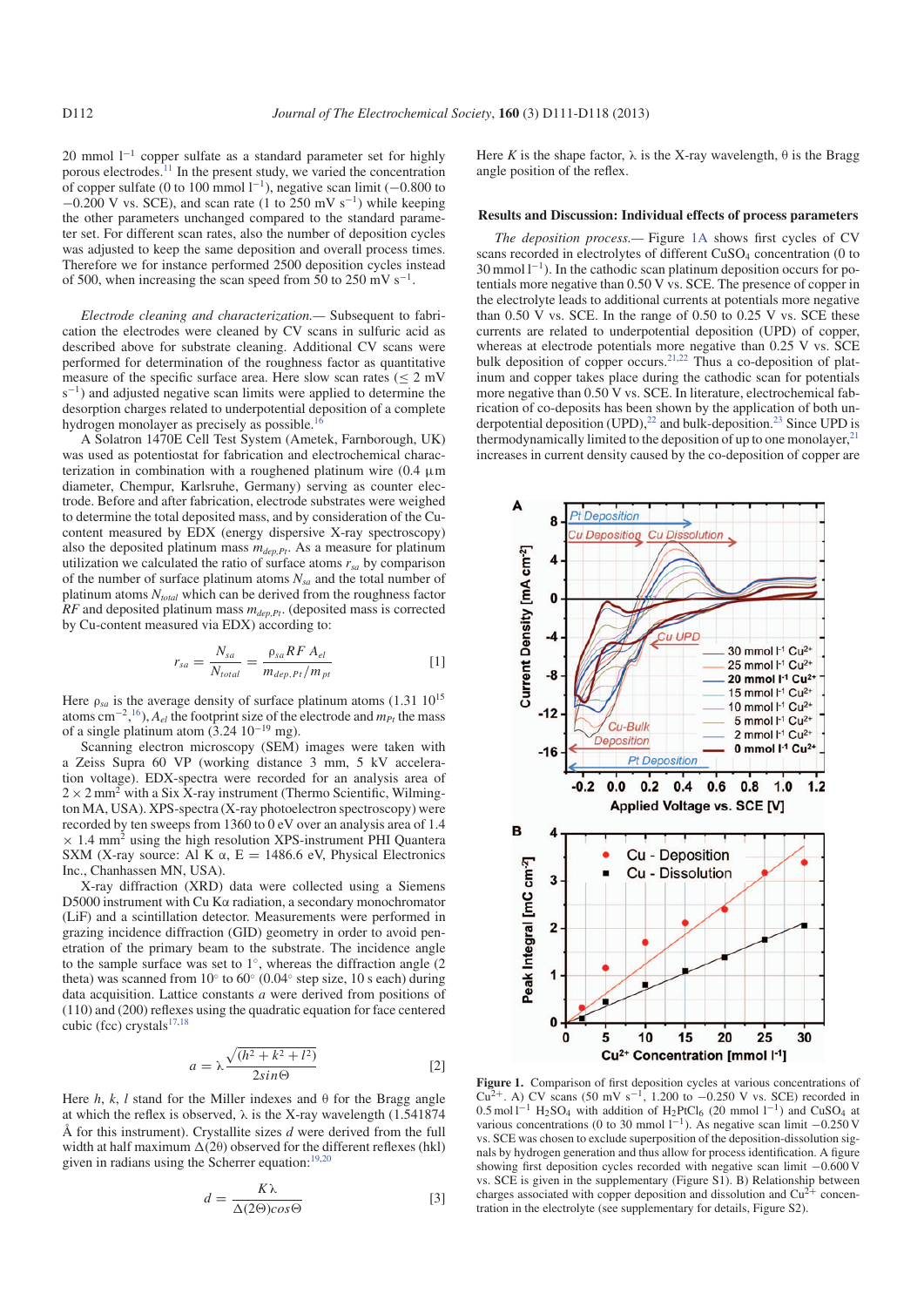20 mmol $l^{-1}$ copper sulfate as a standard parameter set for highly porous electrodes.[11] In the present study, we varied the concentration of copper sulfate (0 to 100 mmol $l^{-1}$), negative scan limit (−0.800 to −0.200 V vs. SCE), and scan rate (1 to 250 mV $s^{-1}$) while keeping the other parameters unchanged compared to the standard parameter set. For different scan rates, also the number of deposition cycles was adjusted to keep the same deposition and overall process times. Therefore we for instance performed 2500 deposition cycles instead of 500, when increasing the scan speed from 50 to 250 mV $s^{-1}$.

*Electrode cleaning and characterization.—* Subsequent to fabrication the electrodes were cleaned by CV scans in sulfuric acid as described above for substrate cleaning. Additional CV scans were performed for determination of the roughness factor as quantitative measure of the specific surface area. Here slow scan rates (≤ 2 mV $s^{-1}$) and adjusted negative scan limits were applied to determine the desorption charges related to underpotential deposition of a complete hydrogen monolayer as precisely as possible.[16]

A Solatron 1470E Cell Test System (Ametek, Farnborough, UK) was used as potentiostat for fabrication and electrochemical characterization in combination with a roughened platinum wire (0.4 µm diameter, Chempur, Karlsruhe, Germany) serving as counter electrode. Before and after fabrication, electrode substrates were weighed to determine the total deposited mass, and by consideration of the Cu-content measured by EDX (energy dispersive X-ray spectroscopy) also the deposited platinum mass $m_{dep,Pt}$. As a measure for platinum utilization we calculated the ratio of surface atoms $r_{sa}$ by comparison of the number of surface platinum atoms $N_{sa}$ and the total number of platinum atoms $N_{total}$ which can be derived from the roughness factor $RF$ and deposited platinum mass $m_{dep,Pt}$. (deposited mass is corrected by Cu-content measured via EDX) according to:

$$r_{sa} = \frac{N_{sa}}{N_{total}} = \frac{\rho_{sa} RF\, A_{el}}{m_{dep,Pt}/m_{pt}} \qquad [1]$$

Here $\rho_{sa}$ is the average density of surface platinum atoms (1.31 $10^{15}$ atoms $cm^{-2}$,[16]), $A_{el}$ the footprint size of the electrode and $m_{Pt}$ the mass of a single platinum atom (3.24 $10^{-19}$ mg).

Scanning electron microscopy (SEM) images were taken with a Zeiss Supra 60 VP (working distance 3 mm, 5 kV acceleration voltage). EDX-spectra were recorded for an analysis area of $2 \times 2$ $mm^2$ with a Six X-ray instrument (Thermo Scientific, Wilmington, MA, USA). XPS-spectra (X-ray photoelectron spectroscopy) were recorded by ten sweeps from 1360 to 0 eV over an analysis area of 1.4 × 1.4 $mm^2$ using the high resolution XPS-instrument PHI Quantera SXM (X-ray source: Al K α, E = 1486.6 eV, Physical Electronics Inc., Chanhassen MN, USA).

X-ray diffraction (XRD) data were collected using a Siemens D5000 instrument with Cu Kα radiation, a secondary monochromator (LiF) and a scintillation detector. Measurements were performed in grazing incidence diffraction (GID) geometry in order to avoid penetration of the primary beam to the substrate. The incidence angle to the sample surface was set to 1°, whereas the diffraction angle (2 theta) was scanned from 10° to 60° (0.04° step size, 10 s each) during data acquisition. Lattice constants $a$ were derived from positions of (110) and (200) reflexes using the quadratic equation for face centered cubic (fcc) crystals[17,18]

$$a = \lambda \frac{\sqrt{(h^2 + k^2 + l^2)}}{2 sin\Theta} \qquad [2]$$

Here $h$, $k$, $l$ stand for the Miller indexes and θ for the Bragg angle at which the reflex is observed, λ is the X-ray wavelength (1.541874 Å for this instrument). Crystallite sizes $d$ were derived from the full width at half maximum Δ(2θ) observed for the different reflexes (hkl) given in radians using the Scherrer equation:[19,20]

$$d = \frac{K\lambda}{\Delta(2\Theta)cos\Theta} \qquad [3]$$

Here $K$ is the shape factor, λ is the X-ray wavelength, θ is the Bragg angle position of the reflex.

## Results and Discussion: Individual effects of process parameters

*The deposition process.—* Figure 1A shows first cycles of CV scans recorded in electrolytes of different $CuSO_4$ concentration (0 to 30 mmol $l^{-1}$). In the cathodic scan platinum deposition occurs for potentials more negative than 0.50 V vs. SCE. The presence of copper in the electrolyte leads to additional currents at potentials more negative than 0.50 V vs. SCE. In the range of 0.50 to 0.25 V vs. SCE these currents are related to underpotential deposition (UPD) of copper, whereas at electrode potentials more negative than 0.25 V vs. SCE bulk deposition of copper occurs.[21,22] Thus a co-deposition of platinum and copper takes place during the cathodic scan for potentials more negative than 0.50 V vs. SCE. In literature, electrochemical fabrication of co-deposits has been shown by the application of both underpotential deposition (UPD),[22] and bulk-deposition.[23] Since UPD is thermodynamically limited to the deposition of up to one monolayer,[21] increases in current density caused by the co-deposition of copper are

**Figure 1.** Comparison of first deposition cycles at various concentrations of $Cu^{2+}$. A) CV scans (50 mV $s^{-1}$, 1.200 to −0.250 V vs. SCE) recorded in 0.5 mol $l^{-1}$ $H_2SO_4$ with addition of $H_2PtCl_6$ (20 mmol $l^{-1}$) and $CuSO_4$ at various concentrations (0 to 30 mmol $l^{-1}$). As negative scan limit −0.250 V vs. SCE was chosen to exclude superposition of the deposition-dissolution signals by hydrogen generation and thus allow for process identification. A figure showing first deposition cycles recorded with negative scan limit −0.600 V vs. SCE is given in the supplementary (Figure S1). B) Relationship between charges associated with copper deposition and dissolution and $Cu^{2+}$ concentration in the electrolyte (see supplementary for details, Figure S2).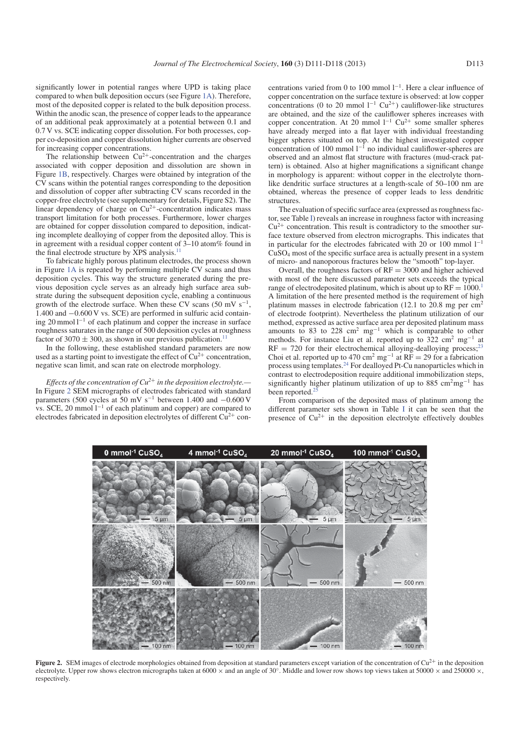significantly lower in potential ranges where UPD is taking place compared to when bulk deposition occurs (see Figure 1A). Therefore, most of the deposited copper is related to the bulk deposition process. Within the anodic scan, the presence of copper leads to the appearance of an additional peak approximately at a potential between 0.1 and 0.7 V vs. SCE indicating copper dissolution. For both processes, copper co-deposition and copper dissolution higher currents are observed for increasing copper concentrations.

The relationship between $Cu^{2+}$-concentration and the charges associated with copper deposition and dissolution are shown in Figure 1B, respectively. Charges were obtained by integration of the CV scans within the potential ranges corresponding to the deposition and dissolution of copper after subtracting CV scans recorded in the copper-free electrolyte (see supplementary for details, Figure S2). The linear dependency of charge on $Cu^{2+}$-concentration indicates mass transport limitation for both processes. Furthermore, lower charges are obtained for copper dissolution compared to deposition, indicating incomplete dealloying of copper from the deposited alloy. This is in agreement with a residual copper content of 3–10 atom% found in the final electrode structure by XPS analysis.[11]

To fabricate highly porous platinum electrodes, the process shown in Figure 1A is repeated by performing multiple CV scans and thus deposition cycles. This way the structure generated during the previous deposition cycle serves as an already high surface area substrate during the subsequent deposition cycle, enabling a continuous growth of the electrode surface. When these CV scans (50 mV $s^{-1}$, 1.400 and −0.600 V vs. SCE) are performed in sulfuric acid containing 20 mmol $l^{-1}$ of each platinum and copper the increase in surface roughness saturates in the range of 500 deposition cycles at roughness factor of 3070 ± 300, as shown in our previous publication.[11]

In the following, these established standard parameters are now used as a starting point to investigate the effect of $Cu^{2+}$ concentration, negative scan limit, and scan rate on electrode morphology.

*Effects of the concentration of $Cu^{2+}$ in the deposition electrolyte.*— In Figure 2 SEM micrographs of electrodes fabricated with standard parameters (500 cycles at 50 mV $s^{-1}$ between 1.400 and −0.600 V vs. SCE, 20 mmol $l^{-1}$ of each platinum and copper) are compared to electrodes fabricated in deposition electrolytes of different $Cu^{2+}$ concentrations varied from 0 to 100 mmol $l^{-1}$. Here a clear influence of copper concentration on the surface texture is observed: at low copper concentrations (0 to 20 mmol $l^{-1}$ $Cu^{2+}$) cauliflower-like structures are obtained, and the size of the cauliflower spheres increases with copper concentration. At 20 mmol $l^{-1}$ $Cu^{2+}$ some smaller spheres have already merged into a flat layer with individual freestanding bigger spheres situated on top. At the highest investigated copper concentration of 100 mmol $l^{-1}$ no individual cauliflower-spheres are observed and an almost flat structure with fractures (mud-crack pattern) is obtained. Also at higher magnifications a significant change in morphology is apparent: without copper in the electrolyte thorn-like dendritic surface structures at a length-scale of 50–100 nm are obtained, whereas the presence of copper leads to less dendritic structures.

The evaluation of specific surface area (expressed as roughness factor, see Table I) reveals an increase in roughness factor with increasing $Cu^{2+}$ concentration. This result is contradictory to the smoother surface texture observed from electron micrographs. This indicates that in particular for the electrodes fabricated with 20 or 100 mmol $l^{-1}$ $CuSO_4$ most of the specific surface area is actually present in a system of micro- and nanoporous fractures below the "smooth" top-layer.

Overall, the roughness factors of RF = 3000 and higher achieved with most of the here discussed parameter sets exceeds the typical range of electrodeposited platinum, which is about up to RF = 1000.[1] A limitation of the here presented method is the requirement of high platinum masses in electrode fabrication (12.1 to 20.8 mg per $cm^2$ of electrode footprint). Nevertheless the platinum utilization of our method, expressed as active surface area per deposited platinum mass amounts to 83 to 228 $cm^2$ $mg^{-1}$ which is comparable to other methods. For instance Liu et al. reported up to 322 $cm^2$ $mg^{-1}$ at RF = 720 for their electrochemical alloying-dealloying process;[23] Choi et al. reported up to 470 $cm^2$ $mg^{-1}$ at RF = 29 for a fabrication process using templates.[24] For dealloyed Pt-Cu nanoparticles which in contrast to electrodeposition require additional immobilization steps, significantly higher platinum utilization of up to 885 $cm^2 mg^{-1}$ has been reported.[25]

From comparison of the deposited mass of platinum among the different parameter sets shown in Table I it can be seen that the presence of $Cu^{2+}$ in the deposition electrolyte effectively doubles

**Figure 2.** SEM images of electrode morphologies obtained from deposition at standard parameters except variation of the concentration of $Cu^{2+}$ in the deposition electrolyte. Upper row shows electron micrographs taken at 6000 × and an angle of 30°. Middle and lower row shows top views taken at 50000 × and 250000 ×, respectively.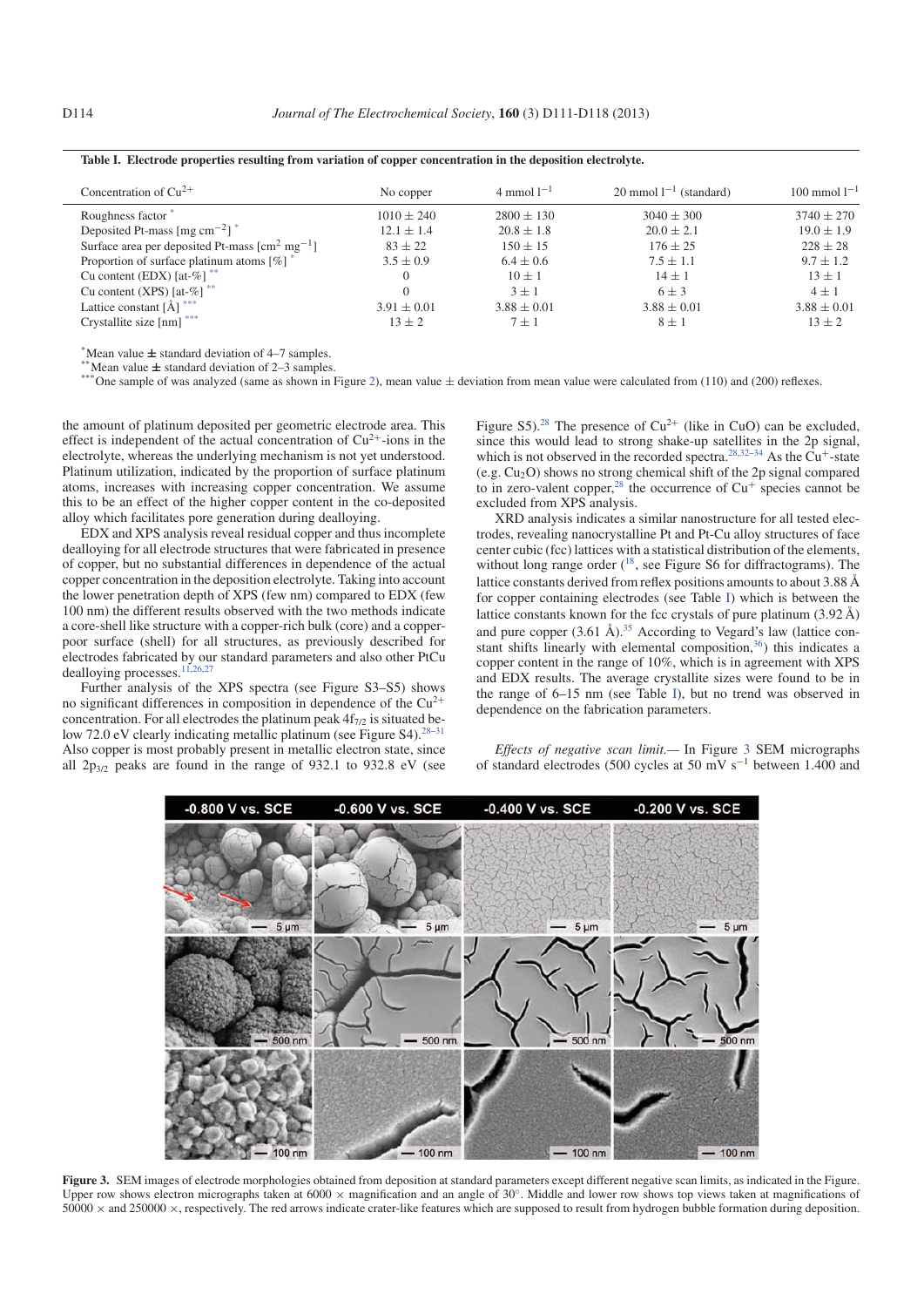**Table I. Electrode properties resulting from variation of copper concentration in the deposition electrolyte.**

| Concentration of $Cu^{2+}$ | No copper | 4 mmol $l^{-1}$ | 20 mmol $l^{-1}$ (standard) | 100 mmol $l^{-1}$ |
|---|---|---|---|---|
| Roughness factor * | $1010 \pm 240$ | $2800 \pm 130$ | $3040 \pm 300$ | $3740 \pm 270$ |
| Deposited Pt-mass [mg $cm^{-2}$] * | $12.1 \pm 1.4$ | $20.8 \pm 1.8$ | $20.0 \pm 2.1$ | $19.0 \pm 1.9$ |
| Surface area per deposited Pt-mass [$cm^2$ $mg^{-1}$] | $83 \pm 22$ | $150 \pm 15$ | $176 \pm 25$ | $228 \pm 28$ |
| Proportion of surface platinum atoms [%] * | $3.5 \pm 0.9$ | $6.4 \pm 0.6$ | $7.5 \pm 1.1$ | $9.7 \pm 1.2$ |
| Cu content (EDX) [at-%] ** | 0 | $10 \pm 1$ | $14 \pm 1$ | $13 \pm 1$ |
| Cu content (XPS) [at-%] ** | 0 | $3 \pm 1$ | $6 \pm 3$ | $4 \pm 1$ |
| Lattice constant [Å] *** | $3.91 \pm 0.01$ | $3.88 \pm 0.01$ | $3.88 \pm 0.01$ | $3.88 \pm 0.01$ |
| Crystallite size [nm] *** | $13 \pm 2$ | $7 \pm 1$ | $8 \pm 1$ | $13 \pm 2$ |

*Mean value ± standard deviation of 4–7 samples.
**Mean value ± standard deviation of 2–3 samples.
***One sample of was analyzed (same as shown in Figure 2), mean value ± deviation from mean value were calculated from (110) and (200) reflexes.

the amount of platinum deposited per geometric electrode area. This effect is independent of the actual concentration of $Cu^{2+}$-ions in the electrolyte, whereas the underlying mechanism is not yet understood. Platinum utilization, indicated by the proportion of surface platinum atoms, increases with increasing copper concentration. We assume this to be an effect of the higher copper content in the co-deposited alloy which facilitates pore generation during dealloying.

EDX and XPS analysis reveal residual copper and thus incomplete dealloying for all electrode structures that were fabricated in presence of copper, but no substantial differences in dependence of the actual copper concentration in the deposition electrolyte. Taking into account the lower penetration depth of XPS (few nm) compared to EDX (few 100 nm) the different results observed with the two methods indicate a core-shell like structure with a copper-rich bulk (core) and a copper-poor surface (shell) for all structures, as previously described for electrodes fabricated by our standard parameters and also other PtCu dealloying processes.[11,26,27]

Further analysis of the XPS spectra (see Figure S3–S5) shows no significant differences in composition in dependence of the $Cu^{2+}$ concentration. For all electrodes the platinum peak $4f_{7/2}$ is situated below 72.0 eV clearly indicating metallic platinum (see Figure S4).[28–31] Also copper is most probably present in metallic electron state, since all $2p_{3/2}$ peaks are found in the range of 932.1 to 932.8 eV (see Figure S5).[28] The presence of $Cu^{2+}$ (like in CuO) can be excluded, since this would lead to strong shake-up satellites in the 2p signal, which is not observed in the recorded spectra.[28,32–34] As the $Cu^{+}$-state (e.g. $Cu_2O$) shows no strong chemical shift of the 2p signal compared to in zero-valent copper,[28] the occurrence of $Cu^{+}$ species cannot be excluded from XPS analysis.

XRD analysis indicates a similar nanostructure for all tested electrodes, revealing nanocrystalline Pt and Pt-Cu alloy structures of face center cubic (fcc) lattices with a statistical distribution of the elements, without long range order ([18], see Figure S6 for diffractograms). The lattice constants derived from reflex positions amounts to about 3.88 Å for copper containing electrodes (see Table I) which is between the lattice constants known for the fcc crystals of pure platinum (3.92 Å) and pure copper (3.61 Å).[35] According to Vegard's law (lattice constant shifts linearly with elemental composition,[36]) this indicates a copper content in the range of 10%, which is in agreement with XPS and EDX results. The average crystallite sizes were found to be in the range of 6–15 nm (see Table I), but no trend was observed in dependence on the fabrication parameters.

*Effects of negative scan limit.—* In Figure 3 SEM micrographs of standard electrodes (500 cycles at 50 mV $s^{-1}$ between 1.400 and

**Figure 3.** SEM images of electrode morphologies obtained from deposition at standard parameters except different negative scan limits, as indicated in the Figure. Upper row shows electron micrographs taken at 6000 × magnification and an angle of 30°. Middle and lower row shows top views taken at magnifications of 50000 × and 250000 ×, respectively. The red arrows indicate crater-like features which are supposed to result from hydrogen bubble formation during deposition.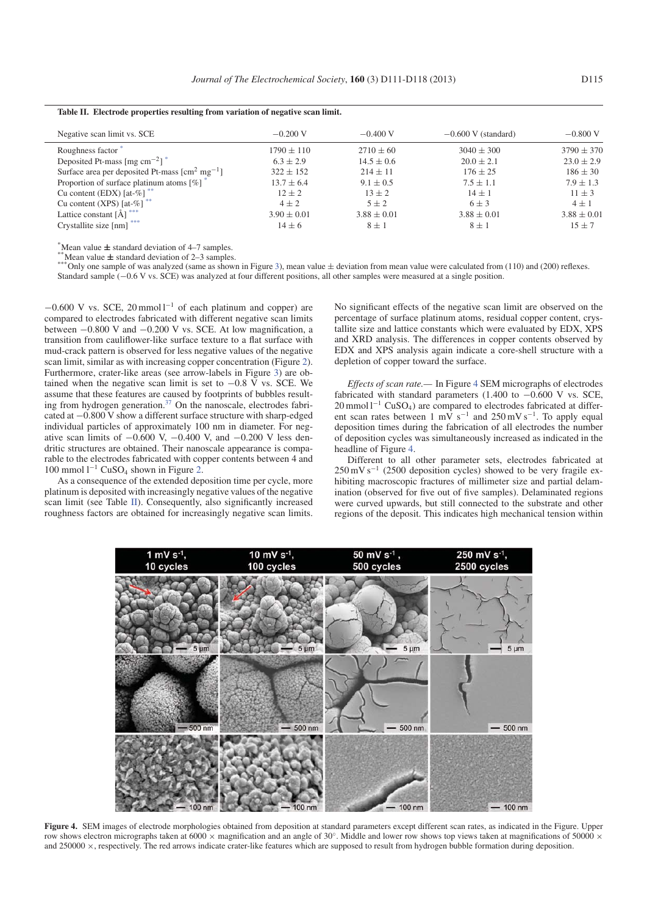**Table II. Electrode properties resulting from variation of negative scan limit.**

| Negative scan limit vs. SCE | −0.200 V | −0.400 V | −0.600 V (standard) | −0.800 V |
|---|---|---|---|---|
| Roughness factor * | 1790 ± 110 | 2710 ± 60 | 3040 ± 300 | 3790 ± 370 |
| Deposited Pt-mass [mg cm$^{-2}$] * | 6.3 ± 2.9 | 14.5 ± 0.6 | 20.0 ± 2.1 | 23.0 ± 2.9 |
| Surface area per deposited Pt-mass [cm$^2$ mg$^{-1}$] | 322 ± 152 | 214 ± 11 | 176 ± 25 | 186 ± 30 |
| Proportion of surface platinum atoms [%] * | 13.7 ± 6.4 | 9.1 ± 0.5 | 7.5 ± 1.1 | 7.9 ± 1.3 |
| Cu content (EDX) [at-%] ** | 12 ± 2 | 13 ± 2 | 14 ± 1 | 11 ± 3 |
| Cu content (XPS) [at-%] ** | 4 ± 2 | 5 ± 2 | 6 ± 3 | 4 ± 1 |
| Lattice constant [Å] *** | 3.90 ± 0.01 | 3.88 ± 0.01 | 3.88 ± 0.01 | 3.88 ± 0.01 |
| Crystallite size [nm] *** | 14 ± 6 | 8 ± 1 | 8 ± 1 | 15 ± 7 |

*Mean value ± standard deviation of 4–7 samples.
**Mean value ± standard deviation of 2–3 samples.
***Only one sample of was analyzed (same as shown in Figure 3), mean value ± deviation from mean value were calculated from (110) and (200) reflexes. Standard sample (−0.6 V vs. SCE) was analyzed at four different positions, all other samples were measured at a single position.

−0.600 V vs. SCE, 20 mmol l$^{-1}$ of each platinum and copper) are compared to electrodes fabricated with different negative scan limits between −0.800 V and −0.200 V vs. SCE. At low magnification, a transition from cauliflower-like surface texture to a flat surface with mud-crack pattern is observed for less negative values of the negative scan limit, similar as with increasing copper concentration (Figure 2). Furthermore, crater-like areas (see arrow-labels in Figure 3) are obtained when the negative scan limit is set to −0.8 V vs. SCE. We assume that these features are caused by footprints of bubbles resulting from hydrogen generation.[37] On the nanoscale, electrodes fabricated at −0.800 V show a different surface structure with sharp-edged individual particles of approximately 100 nm in diameter. For negative scan limits of −0.600 V, −0.400 V, and −0.200 V less dendritic structures are obtained. Their nanoscale appearance is comparable to the electrodes fabricated with copper contents between 4 and 100 mmol l$^{-1}$ $CuSO_4$ shown in Figure 2.

As a consequence of the extended deposition time per cycle, more platinum is deposited with increasingly negative values of the negative scan limit (see Table II). Consequently, also significantly increased roughness factors are obtained for increasingly negative scan limits. No significant effects of the negative scan limit are observed on the percentage of surface platinum atoms, residual copper content, crystallite size and lattice constants which were evaluated by EDX, XPS and XRD analysis. The differences in copper contents observed by EDX and XPS analysis again indicate a core-shell structure with a depletion of copper toward the surface.

*Effects of scan rate.*— In Figure 4 SEM micrographs of electrodes fabricated with standard parameters (1.400 to −0.600 V vs. SCE, 20 mmol l$^{-1}$ $CuSO_4$) are compared to electrodes fabricated at different scan rates between 1 mV s$^{-1}$ and 250 mV s$^{-1}$. To apply equal deposition times during the fabrication of all electrodes the number of deposition cycles was simultaneously increased as indicated in the headline of Figure 4.

Different to all other parameter sets, electrodes fabricated at 250 mV s$^{-1}$ (2500 deposition cycles) showed to be very fragile exhibiting macroscopic fractures of millimeter size and partial delamination (observed for five out of five samples). Delaminated regions were curved upwards, but still connected to the substrate and other regions of the deposit. This indicates high mechanical tension within

**Figure 4.** SEM images of electrode morphologies obtained from deposition at standard parameters except different scan rates, as indicated in the Figure. Upper row shows electron micrographs taken at 6000 × magnification and an angle of 30°. Middle and lower row shows top views taken at magnifications of 50000 × and 250000 ×, respectively. The red arrows indicate crater-like features which are supposed to result from hydrogen bubble formation during deposition.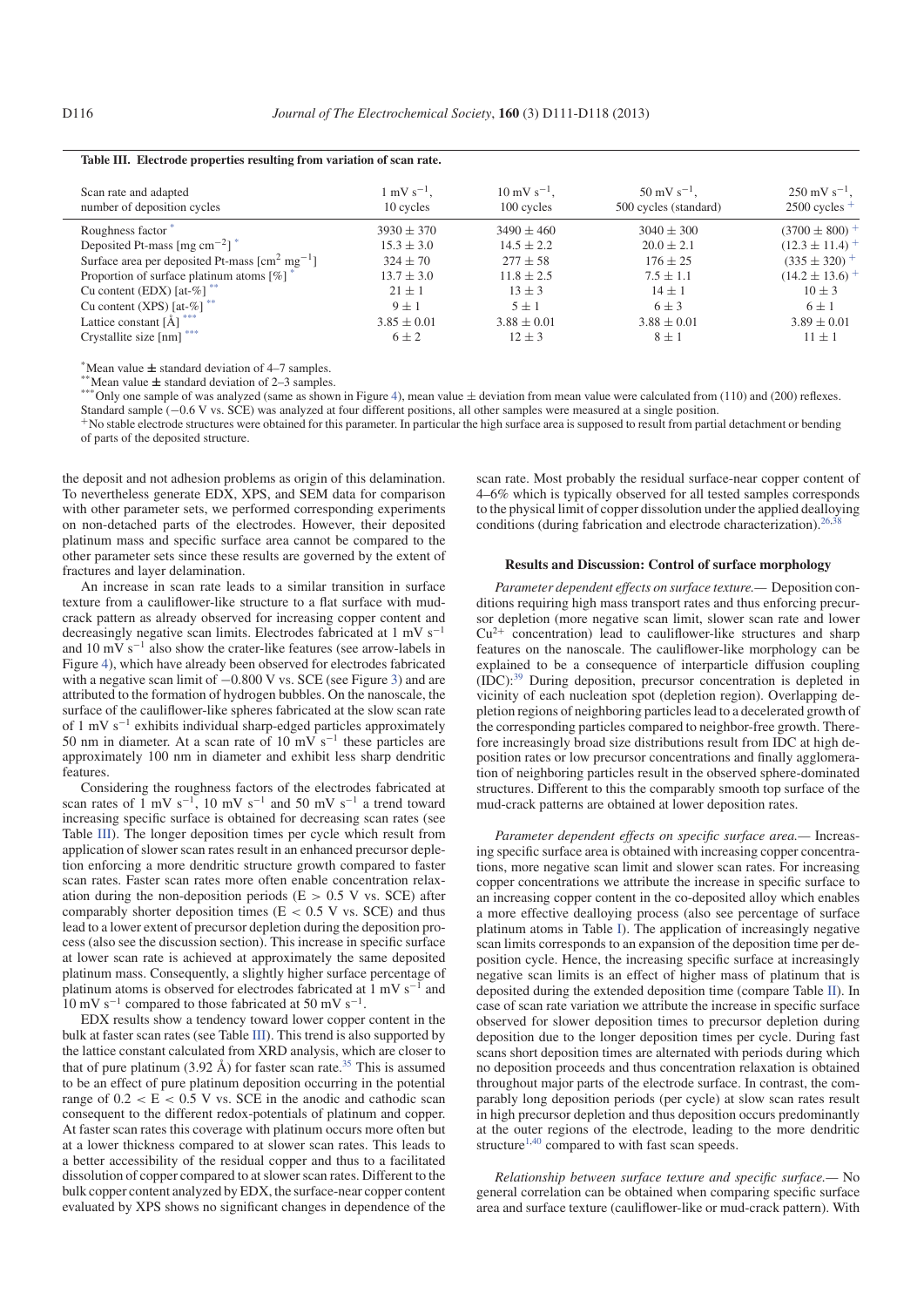**Table III. Electrode properties resulting from variation of scan rate.**

| Scan rate and adapted number of deposition cycles | $1\ mV\ s^{-1}$, 10 cycles | $10\ mV\ s^{-1}$, 100 cycles | $50\ mV\ s^{-1}$, 500 cycles (standard) | $250\ mV\ s^{-1}$, 2500 cycles + |
|---|---|---|---|---|
| Roughness factor * | 3930 ± 370 | 3490 ± 460 | 3040 ± 300 | (3700 ± 800) + |
| Deposited Pt-mass [$mg\ cm^{-2}$] * | 15.3 ± 3.0 | 14.5 ± 2.2 | 20.0 ± 2.1 | (12.3 ± 11.4) + |
| Surface area per deposited Pt-mass [$cm^2\ mg^{-1}$] | 324 ± 70 | 277 ± 58 | 176 ± 25 | (335 ± 320) + |
| Proportion of surface platinum atoms [%] * | 13.7 ± 3.0 | 11.8 ± 2.5 | 7.5 ± 1.1 | (14.2 ± 13.6) + |
| Cu content (EDX) [at-%] ** | 21 ± 1 | 13 ± 3 | 14 ± 1 | 10 ± 3 |
| Cu content (XPS) [at-%] ** | 9 ± 1 | 5 ± 1 | 6 ± 3 | 6 ± 1 |
| Lattice constant [Å] *** | 3.85 ± 0.01 | 3.88 ± 0.01 | 3.88 ± 0.01 | 3.89 ± 0.01 |
| Crystallite size [nm] *** | 6 ± 2 | 12 ± 3 | 8 ± 1 | 11 ± 1 |

*Mean value ± standard deviation of 4–7 samples.
**Mean value ± standard deviation of 2–3 samples.
***Only one sample of was analyzed (same as shown in Figure 4), mean value ± deviation from mean value were calculated from (110) and (200) reflexes. Standard sample (−0.6 V vs. SCE) was analyzed at four different positions, all other samples were measured at a single position.
+No stable electrode structures were obtained for this parameter. In particular the high surface area is supposed to result from partial detachment or bending of parts of the deposited structure.

the deposit and not adhesion problems as origin of this delamination. To nevertheless generate EDX, XPS, and SEM data for comparison with other parameter sets, we performed corresponding experiments on non-detached parts of the electrodes. However, their deposited platinum mass and specific surface area cannot be compared to the other parameter sets since these results are governed by the extent of fractures and layer delamination.

An increase in scan rate leads to a similar transition in surface texture from a cauliflower-like structure to a flat surface with mud-crack pattern as already observed for increasing copper content and decreasingly negative scan limits. Electrodes fabricated at $1\ mV\ s^{-1}$ and $10\ mV\ s^{-1}$ also show the crater-like features (see arrow-labels in Figure 4), which have already been observed for electrodes fabricated with a negative scan limit of −0.800 V vs. SCE (see Figure 3) and are attributed to the formation of hydrogen bubbles. On the nanoscale, the surface of the cauliflower-like spheres fabricated at the slow scan rate of $1\ mV\ s^{-1}$ exhibits individual sharp-edged particles approximately 50 nm in diameter. At a scan rate of $10\ mV\ s^{-1}$ these particles are approximately 100 nm in diameter and exhibit less sharp dendritic features.

Considering the roughness factors of the electrodes fabricated at scan rates of $1\ mV\ s^{-1}$, $10\ mV\ s^{-1}$ and $50\ mV\ s^{-1}$ a trend toward increasing specific surface is obtained for decreasing scan rates (see Table III). The longer deposition times per cycle which result from application of slower scan rates result in an enhanced precursor depletion enforcing a more dendritic structure growth compared to faster scan rates. Faster scan rates more often enable concentration relaxation during the non-deposition periods (E > 0.5 V vs. SCE) after comparably shorter deposition times (E < 0.5 V vs. SCE) and thus lead to a lower extent of precursor depletion during the deposition process (also see the discussion section). This increase in specific surface at lower scan rate is achieved at approximately the same deposited platinum mass. Consequently, a slightly higher surface percentage of platinum atoms is observed for electrodes fabricated at $1\ mV\ s^{-1}$ and $10\ mV\ s^{-1}$ compared to those fabricated at $50\ mV\ s^{-1}$.

EDX results show a tendency toward lower copper content in the bulk at faster scan rates (see Table III). This trend is also supported by the lattice constant calculated from XRD analysis, which are closer to that of pure platinum (3.92 Å) for faster scan rate.[35] This is assumed to be an effect of pure platinum deposition occurring in the potential range of 0.2 < E < 0.5 V vs. SCE in the anodic and cathodic scan consequent to the different redox-potentials of platinum and copper. At faster scan rates this coverage with platinum occurs more often but at a lower thickness compared to at slower scan rates. This leads to a better accessibility of the residual copper and thus to a facilitated dissolution of copper compared to at slower scan rates. Different to the bulk copper content analyzed by EDX, the surface-near copper content evaluated by XPS shows no significant changes in dependence of the scan rate. Most probably the residual surface-near copper content of 4–6% which is typically observed for all tested samples corresponds to the physical limit of copper dissolution under the applied dealloying conditions (during fabrication and electrode characterization).[26,38]

## Results and Discussion: Control of surface morphology

*Parameter dependent effects on surface texture.*— Deposition conditions requiring high mass transport rates and thus enforcing precursor depletion (more negative scan limit, slower scan rate and lower $Cu^{2+}$ concentration) lead to cauliflower-like structures and sharp features on the nanoscale. The cauliflower-like morphology can be explained to be a consequence of interparticle diffusion coupling (IDC):[39] During deposition, precursor concentration is depleted in vicinity of each nucleation spot (depletion region). Overlapping depletion regions of neighboring particles lead to a decelerated growth of the corresponding particles compared to neighbor-free growth. Therefore increasingly broad size distributions result from IDC at high deposition rates or low precursor concentrations and finally agglomeration of neighboring particles result in the observed sphere-dominated structures. Different to this the comparably smooth top surface of the mud-crack patterns are obtained at lower deposition rates.

*Parameter dependent effects on specific surface area.*— Increasing specific surface area is obtained with increasing copper concentrations, more negative scan limit and slower scan rates. For increasing copper concentrations we attribute the increase in specific surface to an increasing copper content in the co-deposited alloy which enables a more effective dealloying process (also see percentage of surface platinum atoms in Table I). The application of increasingly negative scan limits corresponds to an expansion of the deposition time per deposition cycle. Hence, the increasing specific surface at increasingly negative scan limits is an effect of higher mass of platinum that is deposited during the extended deposition time (compare Table II). In case of scan rate variation we attribute the increase in specific surface observed for slower deposition times to precursor depletion during deposition due to the longer deposition times per cycle. During fast scans short deposition times are alternated with periods during which no deposition proceeds and thus concentration relaxation is obtained throughout major parts of the electrode surface. In contrast, the comparably long deposition periods (per cycle) at slow scan rates result in high precursor depletion and thus deposition occurs predominantly at the outer regions of the electrode, leading to the more dendritic structure[1,40] compared to with fast scan speeds.

*Relationship between surface texture and specific surface.*— No general correlation can be obtained when comparing specific surface area and surface texture (cauliflower-like or mud-crack pattern). With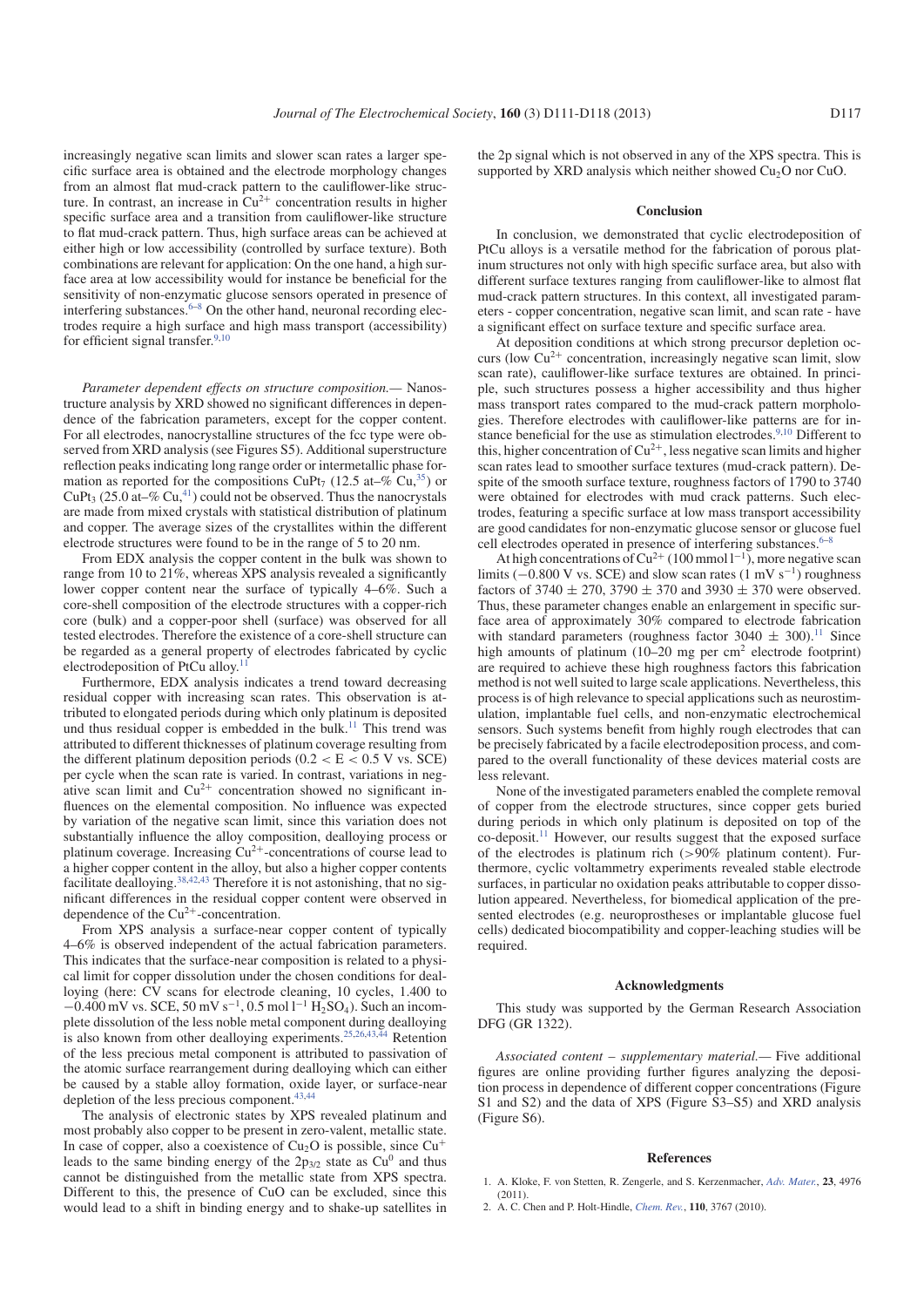increasingly negative scan limits and slower scan rates a larger specific surface area is obtained and the electrode morphology changes from an almost flat mud-crack pattern to the cauliflower-like structure. In contrast, an increase in $Cu^{2+}$ concentration results in higher specific surface area and a transition from cauliflower-like structure to flat mud-crack pattern. Thus, high surface areas can be achieved at either high or low accessibility (controlled by surface texture). Both combinations are relevant for application: On the one hand, a high surface area at low accessibility would for instance be beneficial for the sensitivity of non-enzymatic glucose sensors operated in presence of interfering substances.[6–8] On the other hand, neuronal recording electrodes require a high surface and high mass transport (accessibility) for efficient signal transfer.[9,10]

*Parameter dependent effects on structure composition.*— Nanostructure analysis by XRD showed no significant differences in dependence of the fabrication parameters, except for the copper content. For all electrodes, nanocrystalline structures of the fcc type were observed from XRD analysis (see Figures S5). Additional superstructure reflection peaks indicating long range order or intermetallic phase formation as reported for the compositions $CuPt_7$ (12.5 at–% Cu,[35]) or $CuPt_3$ (25.0 at–% Cu,[41]) could not be observed. Thus the nanocrystals are made from mixed crystals with statistical distribution of platinum and copper. The average sizes of the crystallites within the different electrode structures were found to be in the range of 5 to 20 nm.

From EDX analysis the copper content in the bulk was shown to range from 10 to 21%, whereas XPS analysis revealed a significantly lower copper content near the surface of typically 4–6%. Such a core-shell composition of the electrode structures with a copper-rich core (bulk) and a copper-poor shell (surface) was observed for all tested electrodes. Therefore the existence of a core-shell structure can be regarded as a general property of electrodes fabricated by cyclic electrodeposition of PtCu alloy.[11]

Furthermore, EDX analysis indicates a trend toward decreasing residual copper with increasing scan rates. This observation is attributed to elongated periods during which only platinum is deposited und thus residual copper is embedded in the bulk.[11] This trend was attributed to different thicknesses of platinum coverage resulting from the different platinum deposition periods ($0.2 < E < 0.5$ V vs. SCE) per cycle when the scan rate is varied. In contrast, variations in negative scan limit and $Cu^{2+}$ concentration showed no significant influences on the elemental composition. No influence was expected by variation of the negative scan limit, since this variation does not substantially influence the alloy composition, dealloying process or platinum coverage. Increasing $Cu^{2+}$-concentrations of course lead to a higher copper content in the alloy, but also a higher copper contents facilitate dealloying.[38,42,43] Therefore it is not astonishing, that no significant differences in the residual copper content were observed in dependence of the $Cu^{2+}$-concentration.

From XPS analysis a surface-near copper content of typically 4–6% is observed independent of the actual fabrication parameters. This indicates that the surface-near composition is related to a physical limit for copper dissolution under the chosen conditions for dealloying (here: CV scans for electrode cleaning, 10 cycles, 1.400 to −0.400 mV vs. SCE, 50 mV $s^{-1}$, 0.5 mol $l^{-1}$ $H_2SO_4$). Such an incomplete dissolution of the less noble metal component during dealloying is also known from other dealloying experiments.[25,26,43,44] Retention of the less precious metal component is attributed to passivation of the atomic surface rearrangement during dealloying which can either be caused by a stable alloy formation, oxide layer, or surface-near depletion of the less precious component.[43,44]

The analysis of electronic states by XPS revealed platinum and most probably also copper to be present in zero-valent, metallic state. In case of copper, also a coexistence of $Cu_2O$ is possible, since $Cu^+$ leads to the same binding energy of the $2p_{3/2}$ state as $Cu^0$ and thus cannot be distinguished from the metallic state from XPS spectra. Different to this, the presence of CuO can be excluded, since this would lead to a shift in binding energy and to shake-up satellites in the 2p signal which is not observed in any of the XPS spectra. This is supported by XRD analysis which neither showed $Cu_2O$ nor CuO.

## Conclusion

In conclusion, we demonstrated that cyclic electrodeposition of PtCu alloys is a versatile method for the fabrication of porous platinum structures not only with high specific surface area, but also with different surface textures ranging from cauliflower-like to almost flat mud-crack pattern structures. In this context, all investigated parameters - copper concentration, negative scan limit, and scan rate - have a significant effect on surface texture and specific surface area.

At deposition conditions at which strong precursor depletion occurs (low $Cu^{2+}$ concentration, increasingly negative scan limit, slow scan rate), cauliflower-like surface textures are obtained. In principle, such structures possess a higher accessibility and thus higher mass transport rates compared to the mud-crack pattern morphologies. Therefore electrodes with cauliflower-like patterns are for instance beneficial for the use as stimulation electrodes.[9,10] Different to this, higher concentration of $Cu^{2+}$, less negative scan limits and higher scan rates lead to smoother surface textures (mud-crack pattern). Despite of the smooth surface texture, roughness factors of 1790 to 3740 were obtained for electrodes with mud crack patterns. Such electrodes, featuring a specific surface at low mass transport accessibility are good candidates for non-enzymatic glucose sensor or glucose fuel cell electrodes operated in presence of interfering substances.[6–8]

At high concentrations of $Cu^{2+}$ (100 mmol $l^{-1}$), more negative scan limits (−0.800 V vs. SCE) and slow scan rates (1 mV $s^{-1}$) roughness factors of $3740 \pm 270$, $3790 \pm 370$ and $3930 \pm 370$ were observed. Thus, these parameter changes enable an enlargement in specific surface area of approximately 30% compared to electrode fabrication with standard parameters (roughness factor $3040 \pm 300$).[11] Since high amounts of platinum (10–20 mg per $cm^2$ electrode footprint) are required to achieve these high roughness factors this fabrication method is not well suited to large scale applications. Nevertheless, this process is of high relevance to special applications such as neurostimulation, implantable fuel cells, and non-enzymatic electrochemical sensors. Such systems benefit from highly rough electrodes that can be precisely fabricated by a facile electrodeposition process, and compared to the overall functionality of these devices material costs are less relevant.

None of the investigated parameters enabled the complete removal of copper from the electrode structures, since copper gets buried during periods in which only platinum is deposited on top of the co-deposit.[11] However, our results suggest that the exposed surface of the electrodes is platinum rich (>90% platinum content). Furthermore, cyclic voltammetry experiments revealed stable electrode surfaces, in particular no oxidation peaks attributable to copper dissolution appeared. Nevertheless, for biomedical application of the presented electrodes (e.g. neuroprostheses or implantable glucose fuel cells) dedicated biocompatibility and copper-leaching studies will be required.

## Acknowledgments

This study was supported by the German Research Association DFG (GR 1322).

*Associated content – supplementary material.*— Five additional figures are online providing further figures analyzing the deposition process in dependence of different copper concentrations (Figure S1 and S2) and the data of XPS (Figure S3–S5) and XRD analysis (Figure S6).

## References

1. A. Kloke, F. von Stetten, R. Zengerle, and S. Kerzenmacher, *Adv. Mater.*, **23**, 4976 (2011).
2. A. C. Chen and P. Holt-Hindle, *Chem. Rev.*, **110**, 3767 (2010).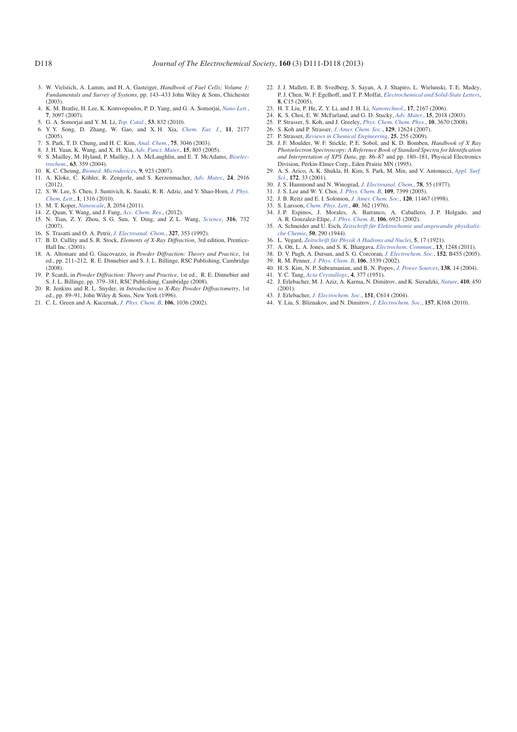3. W. Vielstich, A. Lamm, and H. A. Gasteiger, *Handbook of Fuel Cells; Volume 1: Fundamentals and Survey of Systems*, pp. 143–433 John Wiley & Sons, Chichester (2003).
4. K. M. Bratlie, H. Lee, K. Komvopoulos, P. D. Yang, and G. A. Somorjai, *Nano Lett.*, **7**, 3097 (2007).
5. G. A. Somorjai and Y. M. Li, *Top. Catal.*, **53**, 832 (2010).
6. Y. Y. Song, D. Zhang, W. Gao, and X. H. Xia, *Chem. Eur. J.*, **11**, 2177 (2005).
7. S. Park, T. D. Chung, and H. C. Kim, *Anal. Chem.*, **75**, 3046 (2003).
8. J. H. Yuan, K. Wang, and X. H. Xia, *Adv. Funct. Mater.*, **15**, 803 (2005).
9. S. Mailley, M. Hyland, P. Mailley, J. A. McLaughlin, and E. T. McAdams, *Bioelectrochem.*, **63**, 359 (2004).
10. K. C. Cheung, *Biomed. Microdevices*, **9**, 923 (2007).
11. A. Kloke, C. Köhler, R. Zengerle, and S. Kerzenmacher, *Adv. Mater.*, **24**, 2916 (2012).
12. S. W. Lee, S. Chen, J. Suntivich, K. Sasaki, R. R. Adzic, and Y. Shao-Horn, *J. Phys. Chem. Lett.*, **1**, 1316 (2010).
13. M. T. Koper, *Nanoscale*, **3**, 2054 (2011).
14. Z. Quan, Y. Wang, and J. Fang, *Acc. Chem. Res.*, (2012).
15. N. Tian, Z. Y. Zhou, S. G. Sun, Y. Ding, and Z. L. Wang, *Science*, **316**, 732 (2007).
16. S. Trasatti and O. A. Petrii, *J. Electroanal. Chem.*, **327**, 353 (1992).
17. B. D. Cullity and S. R. Stock, *Elements of X-Ray Diffraction*, 3rd edition, Prentice-Hall Inc. (2001).
18. A. Altomare and G. Giacovazzo, in *Powder Diffraction: Theory and Practice*, 1st ed., pp. 211–212, R. E. Dinnebier and S. J. L. Billinge, RSC Publishing, Cambridge (2008).
19. P. Scardi, in *Powder Diffraction: Theory and Practice*, 1st ed., R. E. Dinnebier and S. J. L. Billinge, pp. 379–381, RSC Publishing, Cambridge (2008).
20. R. Jenkins and R. L. Snyder, in *Introduction to X-Ray Powder Diffractometry*, 1st ed., pp. 89–91, John Wiley & Sons, New York (1996).
21. C. L. Green and A. Kucernak, *J. Phys. Chem. B*, **106**, 1036 (2002).
22. J. J. Mallett, E. B. Svedberg, S. Sayan, A. J. Shapiro, L. Wielunski, T. E. Madey, P. J. Chen, W. F. Egelhoff, and T. P. Moffat, *Electrochemical and Solid-State Letters*, **8**, C15 (2005).
23. H. T. Liu, P. He, Z. Y. Li, and J. H. Li, *Nanotechnol.*, **17**, 2167 (2006).
24. K. S. Choi, E. W. McFarland, and G. D. Stucky, *Adv. Mater.*, **15**, 2018 (2003).
25. P. Strasser, S. Koh, and J. Greeley, *Phys. Chem. Chem. Phys.*, **10**, 3670 (2008).
26. S. Koh and P. Strasser, *J. Amer. Chem. Soc.*, **129**, 12624 (2007).
27. P. Strasser, *Reviews in Chemical Engineering*, **25**, 255 (2009).
28. J. F. Moulder, W. F. Stickle, P. E. Sobol, and K. D. Bomben, *Handbook of X Ray Photoelectron Spectroscopy: A Reference Book of Standard Spectra for Identification and Interpretation of XPS Data*, pp. 86–87 and pp. 180–181, Physical Electronics Division, Perkin-Elmer Corp., Eden Prairie MN (1995).
29. A. S. Arico, A. K. Shukla, H. Kim, S. Park, M. Min, and V. Antonucci, *Appl. Surf. Sci.*, **172**, 33 (2001).
30. J. S. Hammond and N. Winograd, *J. Electroanal. Chem.*, **78**, 55 (1977).
31. J. S. Lee and W. Y. Choi, *J. Phys. Chem. B*, **109**, 7399 (2005).
32. J. B. Reitz and E. I. Solomon, *J. Amer. Chem. Soc.*, **120**, 11467 (1998).
33. S. Larsson, *Chem. Phys. Lett.*, **40**, 362 (1976).
34. J. P. Espinos, J. Morales, A. Barranco, A. Caballero, J. P. Holgado, and A. R. Gonzalez-Elipe, *J. Phys. Chem. B*, **106**, 6921 (2002).
35. A. Schneider and U. Esch, *Zeitschrift für Elektrochemie und angewandte physikalische Chemie*, **50**, 290 (1944).
36. L. Vegard, *Zeitschrift für Physik A Hadrons und Nuclei*, **5**, 17 (1921).
37. A. Ott, L. A. Jones, and S. K. Bhargava, *Electrochem. Commun.*, **13**, 1248 (2011).
38. D. V. Pugh, A. Dursun, and S. G. Corcoran, *J. Electrochem. Soc.*, **152**, B455 (2005).
39. R. M. Penner, *J. Phys. Chem. B*, **106**, 3339 (2002).
40. H. S. Kim, N. P. Subramanian, and B. N. Popov, *J. Power Sources*, **138**, 14 (2004).
41. Y. C. Tang, *Acta Crystallogr.*, **4**, 377 (1951).
42. J. Erlebacher, M. J. Aziz, A. Karma, N. Dimitrov, and K. Sieradzki, *Nature*, **410**, 450 (2001).
43. J. Erlebacher, *J. Electrochem. Soc.*, **151**, C614 (2004).
44. Y. Liu, S. Bliznakov, and N. Dimitrov, *J. Electrochem. Soc.*, **157**, K168 (2010).